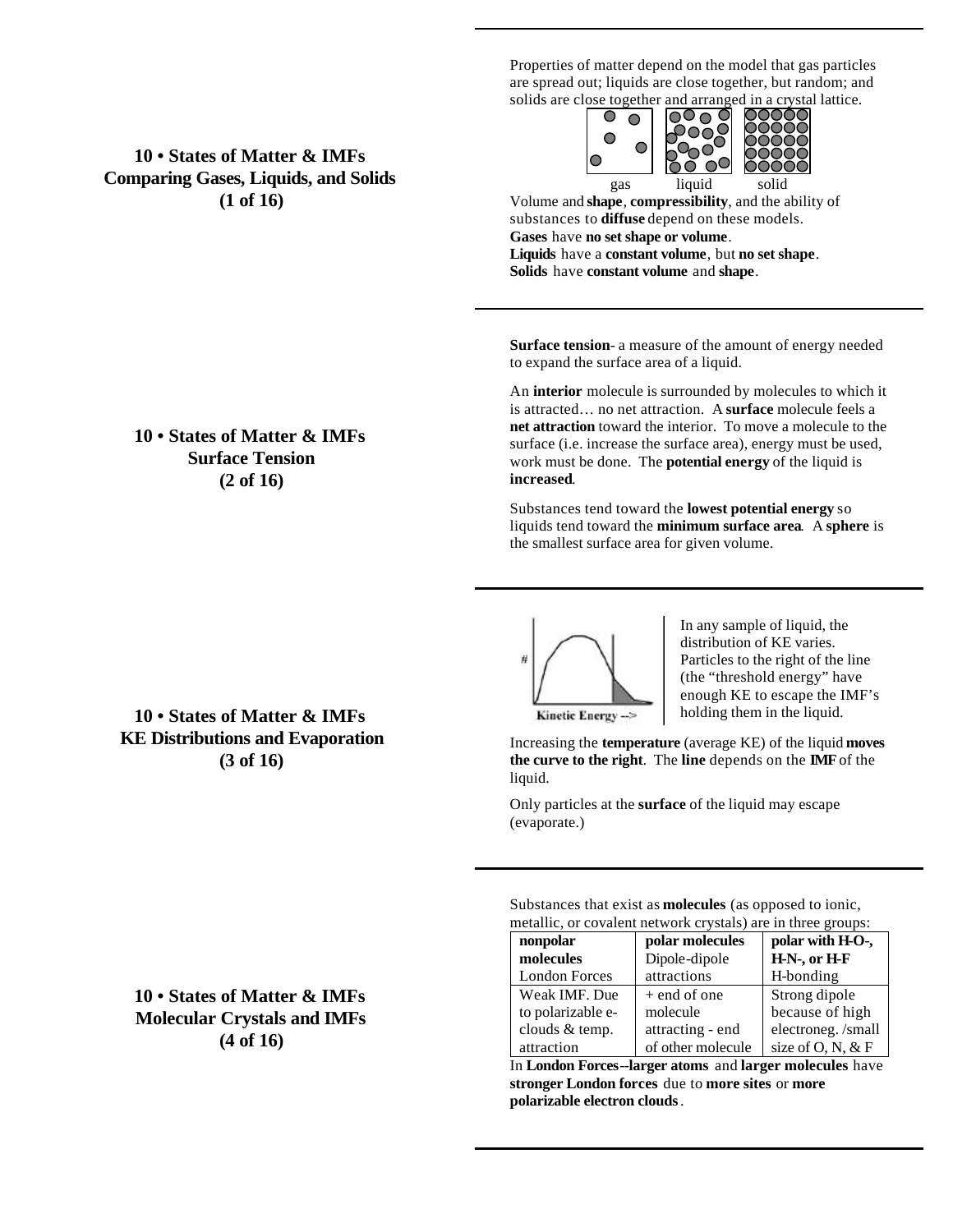## 10 • States of Matter & IMFs
## Comparing Gases, Liquids, and Solids
## (1 of 16)

Properties of matter depend on the model that gas particles are spread out; liquids are close together, but random; and solids are close together and arranged in a crystal lattice.

gas liquid solid

Volume and **shape**, **compressibility**, and the ability of substances to **diffuse** depend on these models.
**Gases** have **no set shape or volume**.
**Liquids** have a **constant volume**, but **no set shape**.
**Solids** have **constant volume** and **shape**.

## 10 • States of Matter & IMFs
## Surface Tension
## (2 of 16)

**Surface tension**- a measure of the amount of energy needed to expand the surface area of a liquid.

An **interior** molecule is surrounded by molecules to which it is attracted… no net attraction. A **surface** molecule feels a **net attraction** toward the interior. To move a molecule to the surface (i.e. increase the surface area), energy must be used, work must be done. The **potential energy** of the liquid is **increased**.

Substances tend toward the **lowest potential energy** so liquids tend toward the **minimum surface area**. A **sphere** is the smallest surface area for given volume.

## 10 • States of Matter & IMFs
## KE Distributions and Evaporation
## (3 of 16)

\#

Kinetic Energy -->

In any sample of liquid, the distribution of KE varies. Particles to the right of the line (the "threshold energy" have enough KE to escape the IMF's holding them in the liquid.

Increasing the **temperature** (average KE) of the liquid **moves the curve to the right**. The **line** depends on the **IMF** of the liquid.

Only particles at the **surface** of the liquid may escape (evaporate.)

## 10 • States of Matter & IMFs
## Molecular Crystals and IMFs
## (4 of 16)

Substances that exist as **molecules** (as opposed to ionic, metallic, or covalent network crystals) are in three groups:

| **nonpolar molecules** London Forces | **polar molecules** Dipole-dipole attractions | **polar with H-O-, H-N-, or H-F** H-bonding |
|---|---|---|
| Weak IMF. Due to polarizable e-clouds & temp. attraction | + end of one molecule attracting - end of other molecule | Strong dipole because of high electroneg. /small size of O, N, & F |

In **London Forces--larger atoms** and **larger molecules** have **stronger London forces** due to **more sites** or **more polarizable electron clouds**.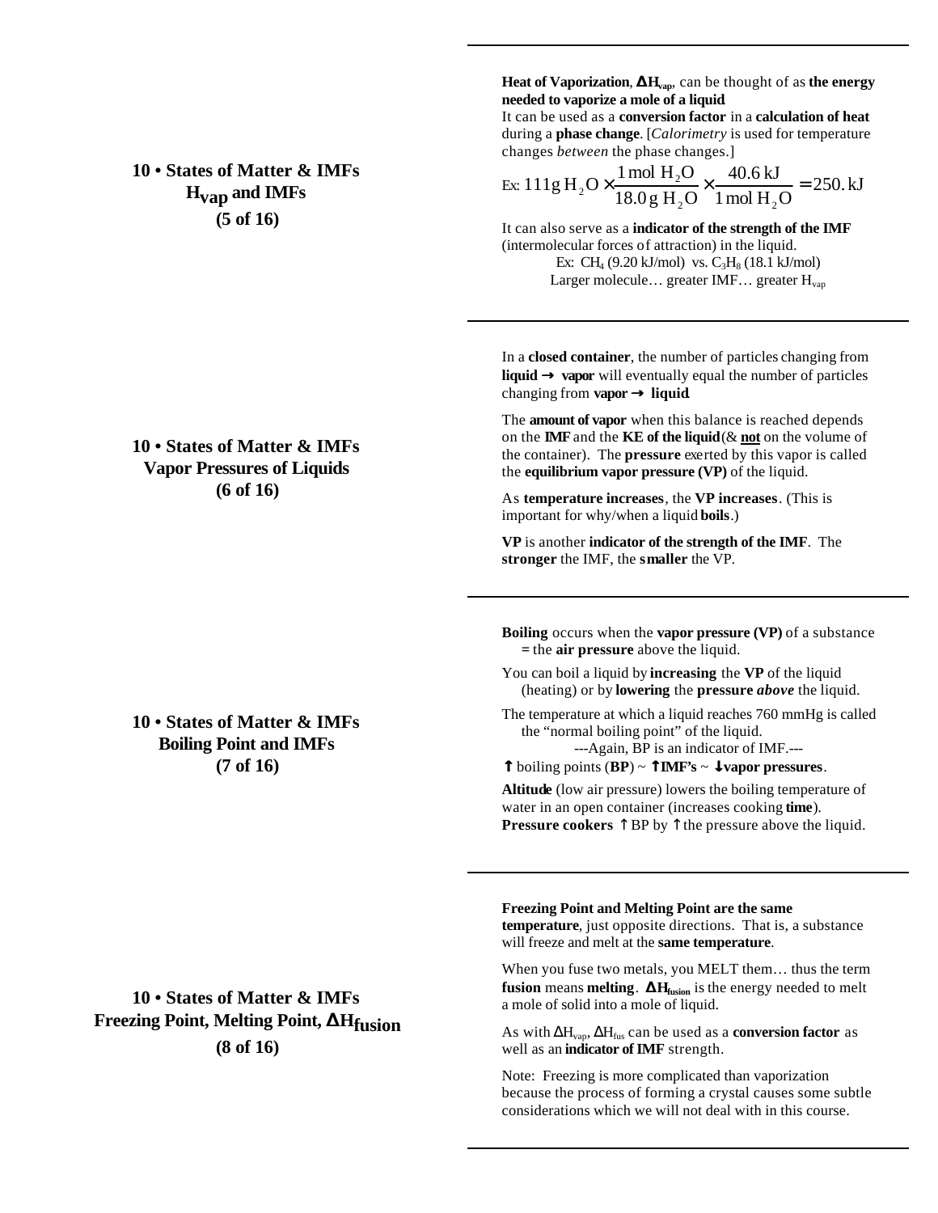## 10 • States of Matter & IMFs
## $H_{vap}$ and IMFs
## (5 of 16)

**Heat of Vaporization**, **$\Delta H_{vap}$**, can be thought of as **the energy needed to vaporize a mole of a liquid**.

It can be used as a **conversion factor** in a **calculation of heat** during a **phase change**. [*Calorimetry* is used for temperature changes *between* the phase changes.]

Ex: $$111\text{g } H_2O \times \frac{1\text{ mol } H_2O}{18.0\text{ g } H_2O} \times \frac{40.6\text{ kJ}}{1\text{ mol } H_2O} = 250.\text{ kJ}$$

It can also serve as a **indicator of the strength of the IMF** (intermolecular forces of attraction) in the liquid.

Ex: $CH_4$ (9.20 kJ/mol) vs. $C_3H_8$ (18.1 kJ/mol)

Larger molecule… greater IMF… greater $H_{vap}$

---

## 10 • States of Matter & IMFs
## Vapor Pressures of Liquids
## (6 of 16)

In a **closed container**, the number of particles changing from **liquid → vapor** will eventually equal the number of particles changing from **vapor → liquid**.

The **amount of vapor** when this balance is reached depends on the **IMF** and the **KE of the liquid** (& **not** on the volume of the container). The **pressure** exerted by this vapor is called the **equilibrium vapor pressure (VP)** of the liquid.

As **temperature increases**, the **VP increases**. (This is important for why/when a liquid **boils**.)

**VP** is another **indicator of the strength of the IMF**. The **stronger** the IMF, the **smaller** the VP.

---

## 10 • States of Matter & IMFs
## Boiling Point and IMFs
## (7 of 16)

**Boiling** occurs when the **vapor pressure (VP)** of a substance **=** the **air pressure** above the liquid.

You can boil a liquid by **increasing** the **VP** of the liquid (heating) or by **lowering** the **pressure** ***above*** the liquid.

The temperature at which a liquid reaches 760 mmHg is called the "normal boiling point" of the liquid.

---Again, BP is an indicator of IMF.---

↑ boiling points (**BP**) ~ **↑IMF's** ~ **↓vapor pressures**.

**Altitude** (low air pressure) lowers the boiling temperature of water in an open container (increases cooking **time**).
**Pressure cookers** ↑ BP by ↑ the pressure above the liquid.

---

## 10 • States of Matter & IMFs
## Freezing Point, Melting Point, $\Delta H_{fusion}$
## (8 of 16)

**Freezing Point and Melting Point are the same temperature**, just opposite directions. That is, a substance will freeze and melt at the **same temperature**.

When you fuse two metals, you MELT them… thus the term **fusion** means **melting**. **$\Delta H_{fusion}$** is the energy needed to melt a mole of solid into a mole of liquid.

As with $\Delta H_{vap}$, $\Delta H_{fus}$ can be used as a **conversion factor** as well as an **indicator of IMF** strength.

Note: Freezing is more complicated than vaporization because the process of forming a crystal causes some subtle considerations which we will not deal with in this course.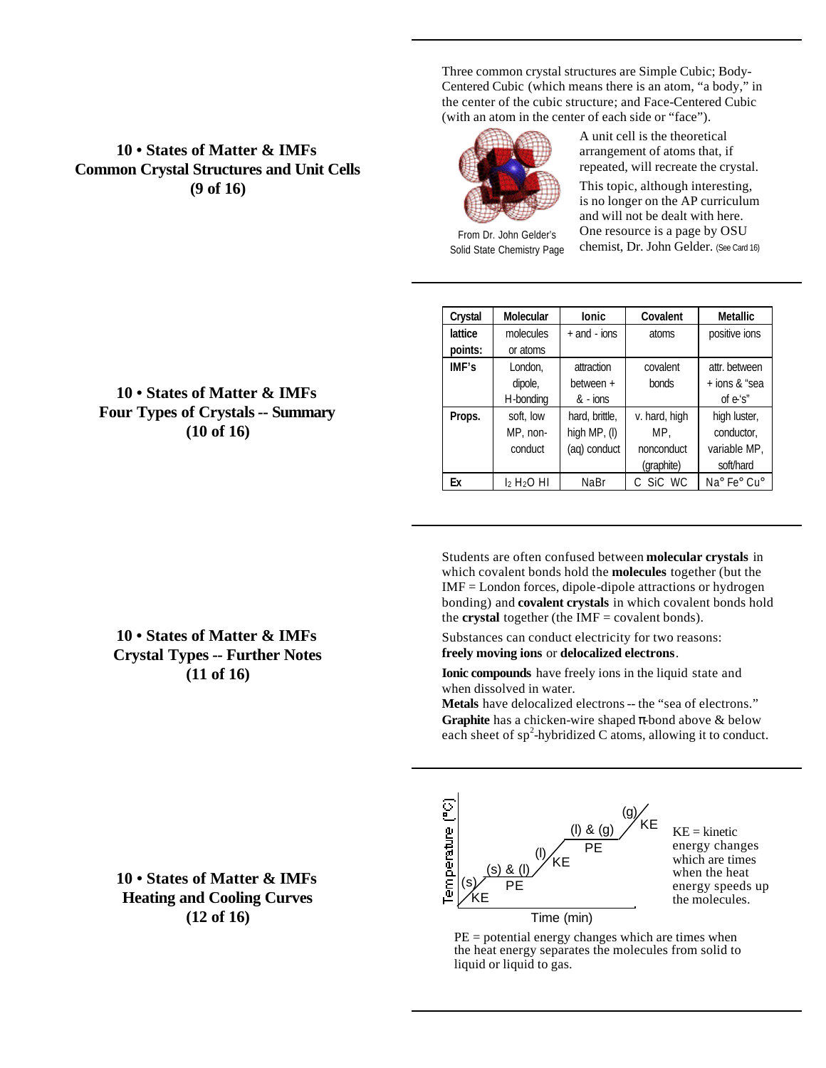## 10 • States of Matter & IMFs
## Common Crystal Structures and Unit Cells
## (9 of 16)

Three common crystal structures are Simple Cubic; Body-Centered Cubic (which means there is an atom, "a body," in the center of the cubic structure; and Face-Centered Cubic (with an atom in the center of each side or "face").

From Dr. John Gelder's Solid State Chemistry Page

A unit cell is the theoretical arrangement of atoms that, if repeated, will recreate the crystal.

This topic, although interesting, is no longer on the AP curriculum and will not be dealt with here. One resource is a page by OSU chemist, Dr. John Gelder. (See Card 16)

## 10 • States of Matter & IMFs
## Four Types of Crystals -- Summary
## (10 of 16)

| Crystal | Molecular | Ionic | Covalent | Metallic |
|---|---|---|---|---|
| lattice points: | molecules or atoms | + and - ions | atoms | positive ions |
| IMF's | London, dipole, H-bonding | attraction between + & - ions | covalent bonds | attr. between + ions & "sea of e-'s" |
| Props. | soft, low MP, non-conduct | hard, brittle, high MP, (l) (aq) conduct | v. hard, high MP, nonconduct (graphite) | high luster, conductor, variable MP, soft/hard |
| Ex | $I_2$ $H_2O$ HI | NaBr | C SiC WC | Na° Fe° Cu° |

## 10 • States of Matter & IMFs
## Crystal Types -- Further Notes
## (11 of 16)

Students are often confused between **molecular crystals** in which covalent bonds hold the **molecules** together (but the IMF = London forces, dipole-dipole attractions or hydrogen bonding) and **covalent crystals** in which covalent bonds hold the **crystal** together (the IMF = covalent bonds).

Substances can conduct electricity for two reasons: **freely moving ions** or **delocalized electrons**.

**Ionic compounds** have freely ions in the liquid state and when dissolved in water.
**Metals** have delocalized electrons -- the "sea of electrons."
**Graphite** has a chicken-wire shaped π-bond above & below each sheet of $sp^2$-hybridized C atoms, allowing it to conduct.

## 10 • States of Matter & IMFs
## Heating and Cooling Curves
## (12 of 16)

KE = kinetic energy changes which are times when the heat energy speeds up the molecules.

PE = potential energy changes which are times when the heat energy separates the molecules from solid to liquid or liquid to gas.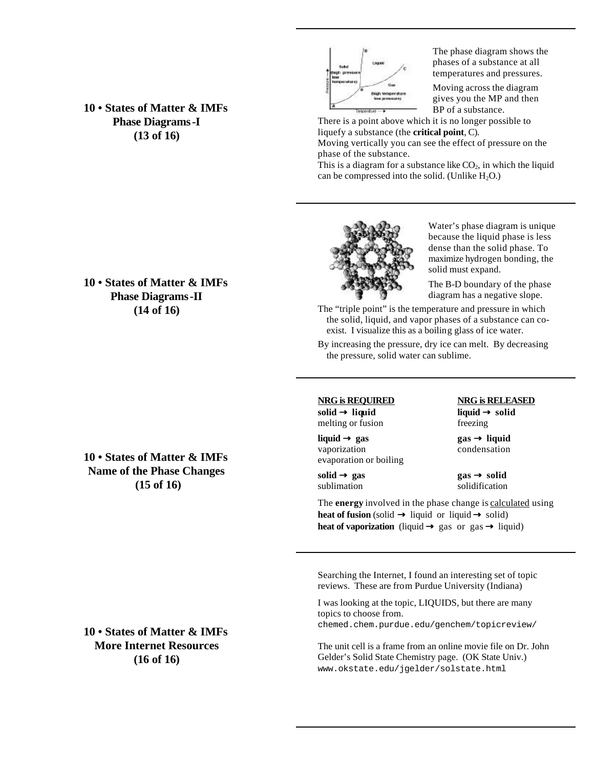## 10 • States of Matter & IMFs
## Phase Diagrams - I
## (13 of 16)

Solid (high pressure low temperature)

Liquid

Gas (high temperature low pressure)

Pressure

Temperature

A B C D

The phase diagram shows the phases of a substance at all temperatures and pressures.

Moving across the diagram gives you the MP and then BP of a substance.

There is a point above which it is no longer possible to liquefy a substance (the **critical point**, C).

Moving vertically you can see the effect of pressure on the phase of the substance.

This is a diagram for a substance like $CO_2$, in which the liquid can be compressed into the solid. (Unlike $H_2O$.)

---

## 10 • States of Matter & IMFs
## Phase Diagrams - II
## (14 of 16)

Water's phase diagram is unique because the liquid phase is less dense than the solid phase. To maximize hydrogen bonding, the solid must expand.

The B-D boundary of the phase diagram has a negative slope.

The "triple point" is the temperature and pressure in which the solid, liquid, and vapor phases of a substance can co-exist. I visualize this as a boiling glass of ice water.

By increasing the pressure, dry ice can melt. By decreasing the pressure, solid water can sublime.

---

## 10 • States of Matter & IMFs
## Name of the Phase Changes
## (15 of 16)

| <u>**NRG is REQUIRED**</u> | <u>**NRG is RELEASED**</u> |
|---|---|
| **solid → liquid**<br>melting or fusion | **liquid → solid**<br>freezing |
| **liquid → gas**<br>vaporization<br>evaporation or boiling | **gas → liquid**<br>condensation |
| **solid → gas**<br>sublimation | **gas → solid**<br>solidification |

The **energy** involved in the phase change is <u>calculated</u> using
**heat of fusion** (solid → liquid or liquid → solid)
**heat of vaporization** (liquid → gas or gas → liquid)

---

## 10 • States of Matter & IMFs
## More Internet Resources
## (16 of 16)

Searching the Internet, I found an interesting set of topic reviews. These are from Purdue University (Indiana)

I was looking at the topic, LIQUIDS, but there are many topics to choose from.
`chemed.chem.purdue.edu/genchem/topicreview/`

The unit cell is a frame from an online movie file on Dr. John Gelder's Solid State Chemistry page. (OK State Univ.)
`www.okstate.edu/jgelder/solstate.html`